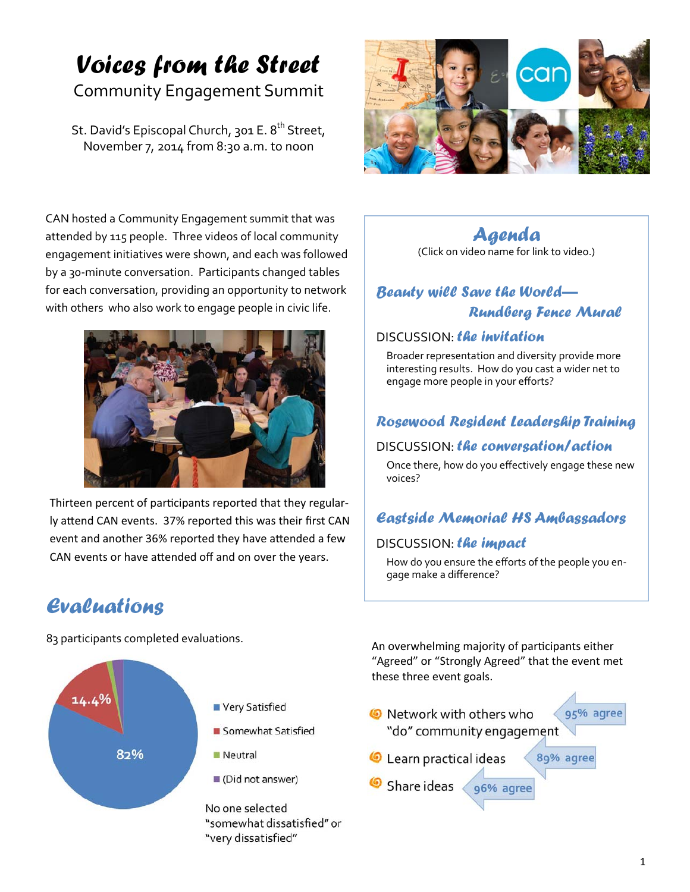# Voices from the Street

## Community Engagement Summit

St. David's Episcopal Church, 301 E. 8th Street, November 7, 2014 from 8:30 a.m. to noon

CAN hosted a Community Engagement summit that was attended by 115 people. Three videos of local community engagement initiatives were shown, and each was followed by a 30-minute conversation. Participants changed tables for each conversation, providing an opportunity to network with others who also work to engage people in civic life.

Thirteen percent of participants reported that they regularly attend CAN events. 37% reported this was their first CAN event and another 36% reported they have attended a few CAN events or have attended off and on over the years.

## Agenda

(Click on video name for link to video.)

### Beauty will Save the World— Rundberg Fence Mural

DISCUSSION: ***the invitation***

Broader representation and diversity provide more interesting results. How do you cast a wider net to engage more people in your efforts?

### Rosewood Resident Leadership Training

DISCUSSION: ***the conversation/action***

Once there, how do you effectively engage these new voices?

### Eastside Memorial HS Ambassadors

DISCUSSION: ***the impact***

How do you ensure the efforts of the people you engage make a difference?

## Evaluations

83 participants completed evaluations.

- Very Satisfied — 82%
- Somewhat Satisfied — 14.4%
- Neutral
- (Did not answer)

No one selected "somewhat dissatisfied" or "very dissatisfied"

An overwhelming majority of participants either "Agreed" or "Strongly Agreed" that the event met these three event goals.

- Network with others who "do" community engagement — 95% agree
- Learn practical ideas — 89% agree
- Share ideas — 96% agree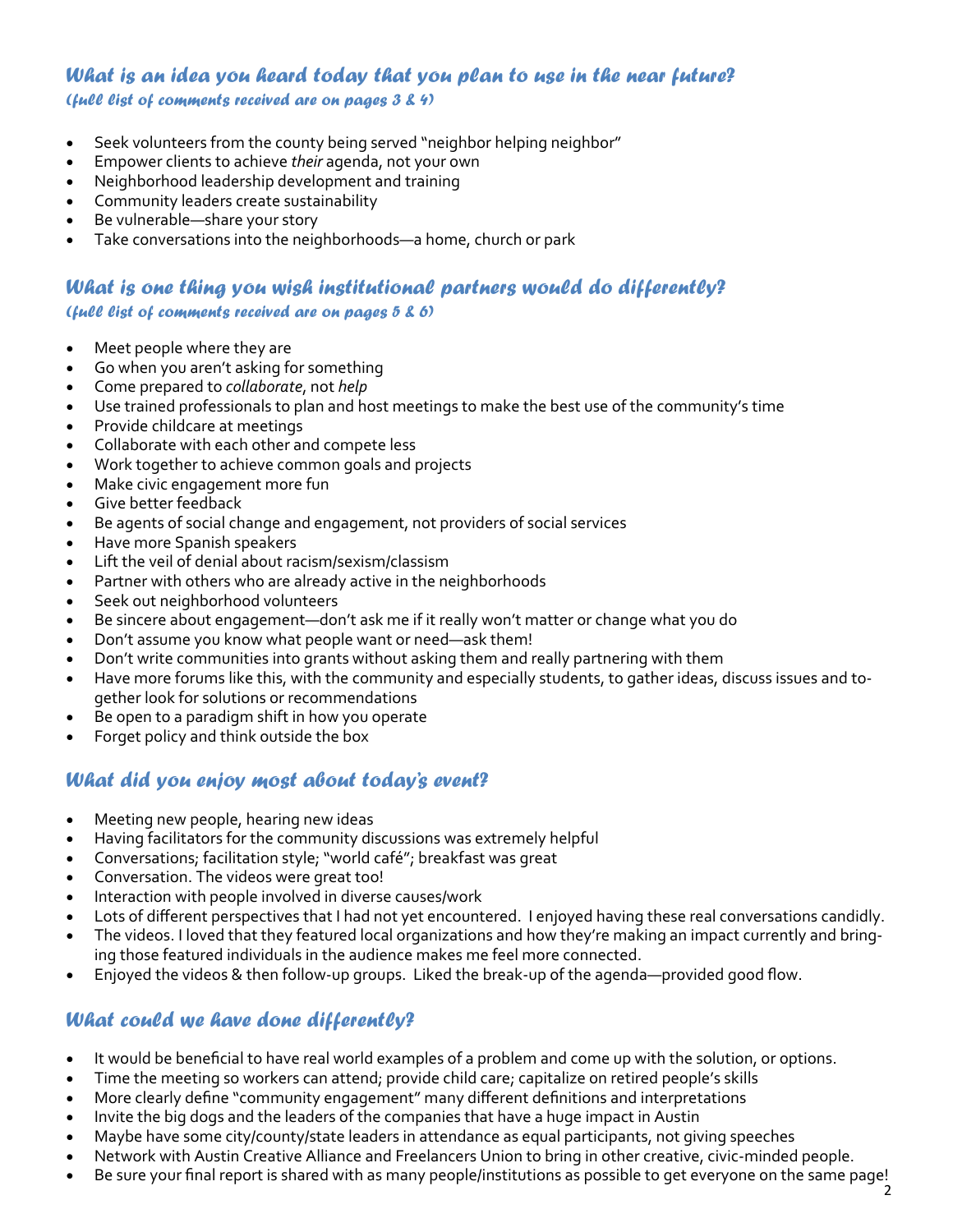## *What is an idea you heard today that you plan to use in the near future?*

*(full list of comments received are on pages 3 & 4)*

- Seek volunteers from the county being served "neighbor helping neighbor"
- Empower clients to achieve *their* agenda, not your own
- Neighborhood leadership development and training
- Community leaders create sustainability
- Be vulnerable—share your story
- Take conversations into the neighborhoods—a home, church or park

## *What is one thing you wish institutional partners would do differently?*

*(full list of comments received are on pages 5 & 6)*

- Meet people where they are
- Go when you aren't asking for something
- Come prepared to *collaborate*, not *help*
- Use trained professionals to plan and host meetings to make the best use of the community's time
- Provide childcare at meetings
- Collaborate with each other and compete less
- Work together to achieve common goals and projects
- Make civic engagement more fun
- Give better feedback
- Be agents of social change and engagement, not providers of social services
- Have more Spanish speakers
- Lift the veil of denial about racism/sexism/classism
- Partner with others who are already active in the neighborhoods
- Seek out neighborhood volunteers
- Be sincere about engagement—don't ask me if it really won't matter or change what you do
- Don't assume you know what people want or need—ask them!
- Don't write communities into grants without asking them and really partnering with them
- Have more forums like this, with the community and especially students, to gather ideas, discuss issues and together look for solutions or recommendations
- Be open to a paradigm shift in how you operate
- Forget policy and think outside the box

## *What did you enjoy most about today's event?*

- Meeting new people, hearing new ideas
- Having facilitators for the community discussions was extremely helpful
- Conversations; facilitation style; "world café"; breakfast was great
- Conversation. The videos were great too!
- Interaction with people involved in diverse causes/work
- Lots of different perspectives that I had not yet encountered. I enjoyed having these real conversations candidly.
- The videos. I loved that they featured local organizations and how they're making an impact currently and bringing those featured individuals in the audience makes me feel more connected.
- Enjoyed the videos & then follow-up groups. Liked the break-up of the agenda—provided good flow.

## *What could we have done differently?*

- It would be beneficial to have real world examples of a problem and come up with the solution, or options.
- Time the meeting so workers can attend; provide child care; capitalize on retired people's skills
- More clearly define "community engagement" many different definitions and interpretations
- Invite the big dogs and the leaders of the companies that have a huge impact in Austin
- Maybe have some city/county/state leaders in attendance as equal participants, not giving speeches
- Network with Austin Creative Alliance and Freelancers Union to bring in other creative, civic-minded people.
- Be sure your final report is shared with as many people/institutions as possible to get everyone on the same page!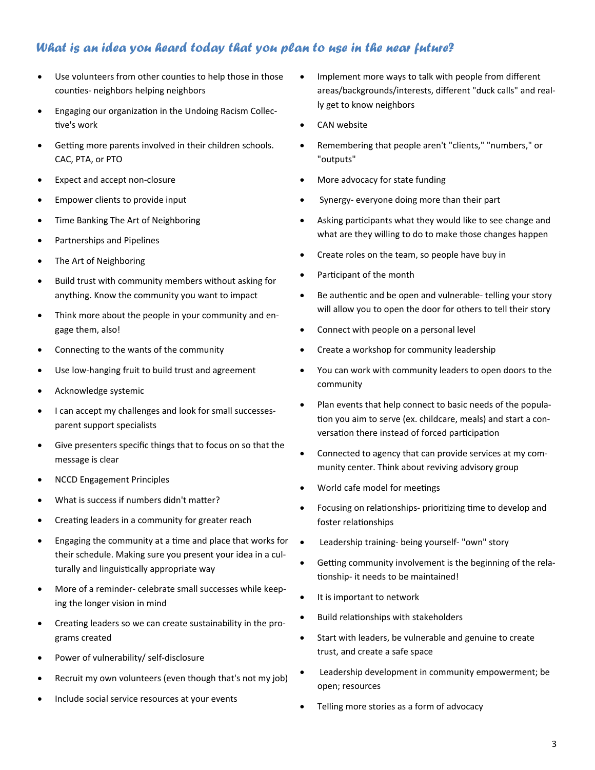### *What is an idea you heard today that you plan to use in the near future?*

- Use volunteers from other counties to help those in those counties- neighbors helping neighbors
- Engaging our organization in the Undoing Racism Collective's work
- Getting more parents involved in their children schools. CAC, PTA, or PTO
- Expect and accept non-closure
- Empower clients to provide input
- Time Banking The Art of Neighboring
- Partnerships and Pipelines
- The Art of Neighboring
- Build trust with community members without asking for anything. Know the community you want to impact
- Think more about the people in your community and engage them, also!
- Connecting to the wants of the community
- Use low-hanging fruit to build trust and agreement
- Acknowledge systemic
- I can accept my challenges and look for small successes- parent support specialists
- Give presenters specific things that to focus on so that the message is clear
- NCCD Engagement Principles
- What is success if numbers didn't matter?
- Creating leaders in a community for greater reach
- Engaging the community at a time and place that works for their schedule. Making sure you present your idea in a culturally and linguistically appropriate way
- More of a reminder- celebrate small successes while keeping the longer vision in mind
- Creating leaders so we can create sustainability in the programs created
- Power of vulnerability/ self-disclosure
- Recruit my own volunteers (even though that's not my job)
- Include social service resources at your events
- Implement more ways to talk with people from different areas/backgrounds/interests, different "duck calls" and really get to know neighbors
- CAN website
- Remembering that people aren't "clients," "numbers," or "outputs"
- More advocacy for state funding
- Synergy- everyone doing more than their part
- Asking participants what they would like to see change and what are they willing to do to make those changes happen
- Create roles on the team, so people have buy in
- Participant of the month
- Be authentic and be open and vulnerable- telling your story will allow you to open the door for others to tell their story
- Connect with people on a personal level
- Create a workshop for community leadership
- You can work with community leaders to open doors to the community
- Plan events that help connect to basic needs of the population you aim to serve (ex. childcare, meals) and start a conversation there instead of forced participation
- Connected to agency that can provide services at my community center. Think about reviving advisory group
- World cafe model for meetings
- Focusing on relationships- prioritizing time to develop and foster relationships
- Leadership training- being yourself- "own" story
- Getting community involvement is the beginning of the relationship- it needs to be maintained!
- It is important to network
- Build relationships with stakeholders
- Start with leaders, be vulnerable and genuine to create trust, and create a safe space
- Leadership development in community empowerment; be open; resources
- Telling more stories as a form of advocacy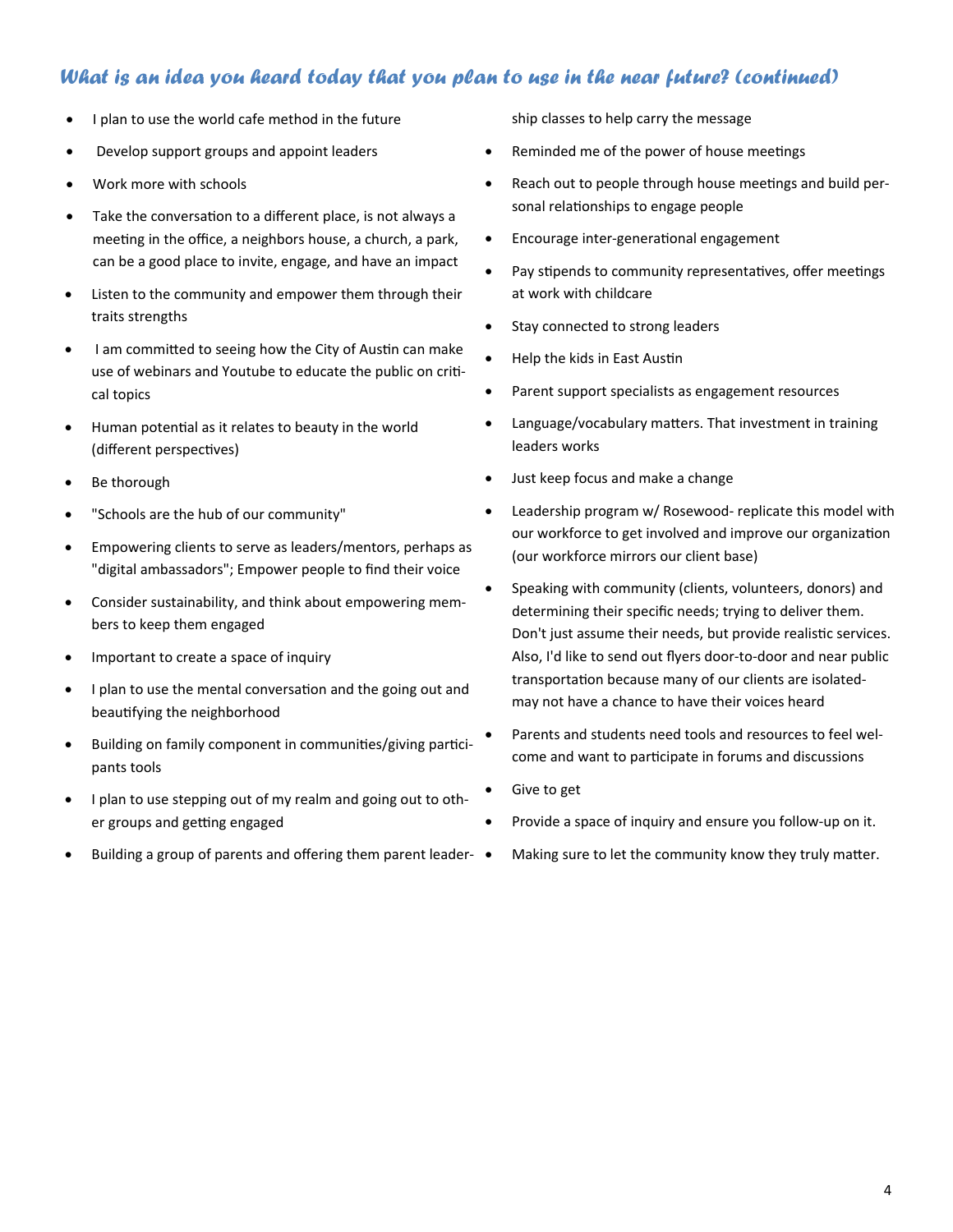## What is an idea you heard today that you plan to use in the near future? (continued)

- I plan to use the world cafe method in the future
- Develop support groups and appoint leaders
- Work more with schools
- Take the conversation to a different place, is not always a meeting in the office, a neighbors house, a church, a park, can be a good place to invite, engage, and have an impact
- Listen to the community and empower them through their traits strengths
- I am committed to seeing how the City of Austin can make use of webinars and Youtube to educate the public on critical topics
- Human potential as it relates to beauty in the world (different perspectives)
- Be thorough
- "Schools are the hub of our community"
- Empowering clients to serve as leaders/mentors, perhaps as "digital ambassadors"; Empower people to find their voice
- Consider sustainability, and think about empowering members to keep them engaged
- Important to create a space of inquiry
- I plan to use the mental conversation and the going out and beautifying the neighborhood
- Building on family component in communities/giving participants tools
- I plan to use stepping out of my realm and going out to other groups and getting engaged
- Building a group of parents and offering them parent leadership classes to help carry the message
- Reminded me of the power of house meetings
- Reach out to people through house meetings and build personal relationships to engage people
- Encourage inter-generational engagement
- Pay stipends to community representatives, offer meetings at work with childcare
- Stay connected to strong leaders
- Help the kids in East Austin
- Parent support specialists as engagement resources
- Language/vocabulary matters. That investment in training leaders works
- Just keep focus and make a change
- Leadership program w/ Rosewood- replicate this model with our workforce to get involved and improve our organization (our workforce mirrors our client base)
- Speaking with community (clients, volunteers, donors) and determining their specific needs; trying to deliver them. Don't just assume their needs, but provide realistic services. Also, I'd like to send out flyers door-to-door and near public transportation because many of our clients are isolated- may not have a chance to have their voices heard
- Parents and students need tools and resources to feel welcome and want to participate in forums and discussions
- Give to get
- Provide a space of inquiry and ensure you follow-up on it.
- Making sure to let the community know they truly matter.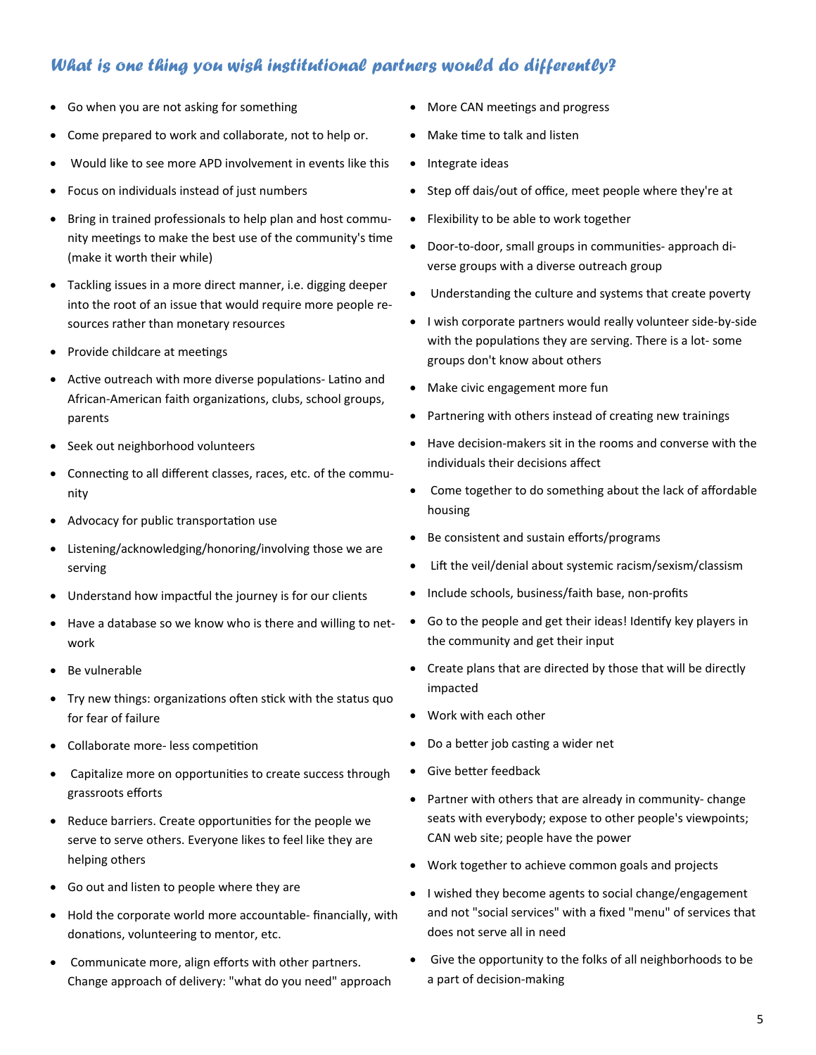## *What is one thing you wish institutional partners would do differently?*

- Go when you are not asking for something
- Come prepared to work and collaborate, not to help or.
- Would like to see more APD involvement in events like this
- Focus on individuals instead of just numbers
- Bring in trained professionals to help plan and host community meetings to make the best use of the community's time (make it worth their while)
- Tackling issues in a more direct manner, i.e. digging deeper into the root of an issue that would require more people resources rather than monetary resources
- Provide childcare at meetings
- Active outreach with more diverse populations- Latino and African-American faith organizations, clubs, school groups, parents
- Seek out neighborhood volunteers
- Connecting to all different classes, races, etc. of the community
- Advocacy for public transportation use
- Listening/acknowledging/honoring/involving those we are serving
- Understand how impactful the journey is for our clients
- Have a database so we know who is there and willing to network
- Be vulnerable
- Try new things: organizations often stick with the status quo for fear of failure
- Collaborate more- less competition
- Capitalize more on opportunities to create success through grassroots efforts
- Reduce barriers. Create opportunities for the people we serve to serve others. Everyone likes to feel like they are helping others
- Go out and listen to people where they are
- Hold the corporate world more accountable- financially, with donations, volunteering to mentor, etc.
- Communicate more, align efforts with other partners. Change approach of delivery: "what do you need" approach
- More CAN meetings and progress
- Make time to talk and listen
- Integrate ideas
- Step off dais/out of office, meet people where they're at
- Flexibility to be able to work together
- Door-to-door, small groups in communities- approach diverse groups with a diverse outreach group
- Understanding the culture and systems that create poverty
- I wish corporate partners would really volunteer side-by-side with the populations they are serving. There is a lot- some groups don't know about others
- Make civic engagement more fun
- Partnering with others instead of creating new trainings
- Have decision-makers sit in the rooms and converse with the individuals their decisions affect
- Come together to do something about the lack of affordable housing
- Be consistent and sustain efforts/programs
- Lift the veil/denial about systemic racism/sexism/classism
- Include schools, business/faith base, non-profits
- Go to the people and get their ideas! Identify key players in the community and get their input
- Create plans that are directed by those that will be directly impacted
- Work with each other
- Do a better job casting a wider net
- Give better feedback
- Partner with others that are already in community- change seats with everybody; expose to other people's viewpoints; CAN web site; people have the power
- Work together to achieve common goals and projects
- I wished they become agents to social change/engagement and not "social services" with a fixed "menu" of services that does not serve all in need
- Give the opportunity to the folks of all neighborhoods to be a part of decision-making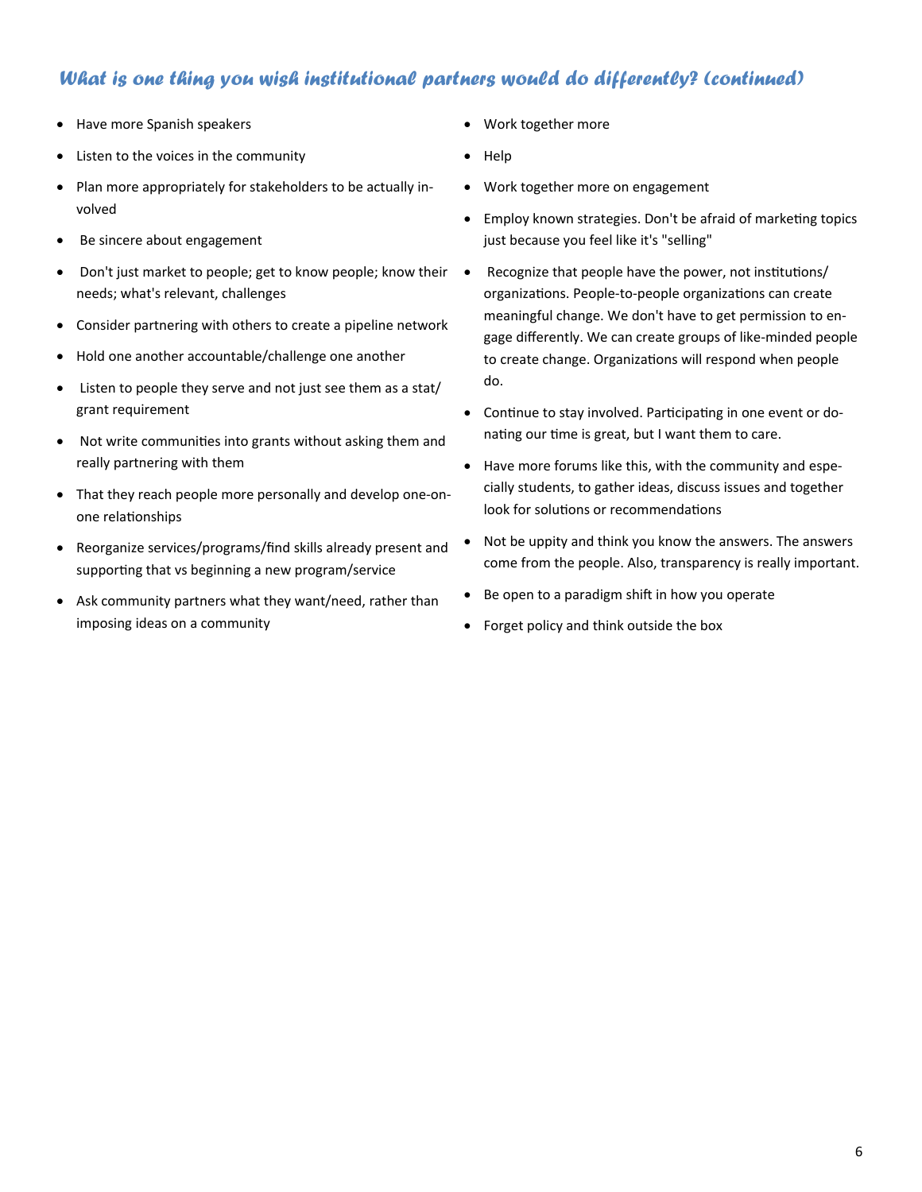## What is one thing you wish institutional partners would do differently? (continued)

- Have more Spanish speakers
- Listen to the voices in the community
- Plan more appropriately for stakeholders to be actually involved
- Be sincere about engagement
- Don't just market to people; get to know people; know their needs; what's relevant, challenges
- Consider partnering with others to create a pipeline network
- Hold one another accountable/challenge one another
- Listen to people they serve and not just see them as a stat/grant requirement
- Not write communities into grants without asking them and really partnering with them
- That they reach people more personally and develop one-on-one relationships
- Reorganize services/programs/find skills already present and supporting that vs beginning a new program/service
- Ask community partners what they want/need, rather than imposing ideas on a community
- Work together more
- Help
- Work together more on engagement
- Employ known strategies. Don't be afraid of marketing topics just because you feel like it's "selling"
- Recognize that people have the power, not institutions/organizations. People-to-people organizations can create meaningful change. We don't have to get permission to engage differently. We can create groups of like-minded people to create change. Organizations will respond when people do.
- Continue to stay involved. Participating in one event or donating our time is great, but I want them to care.
- Have more forums like this, with the community and especially students, to gather ideas, discuss issues and together look for solutions or recommendations
- Not be uppity and think you know the answers. The answers come from the people. Also, transparency is really important.
- Be open to a paradigm shift in how you operate
- Forget policy and think outside the box